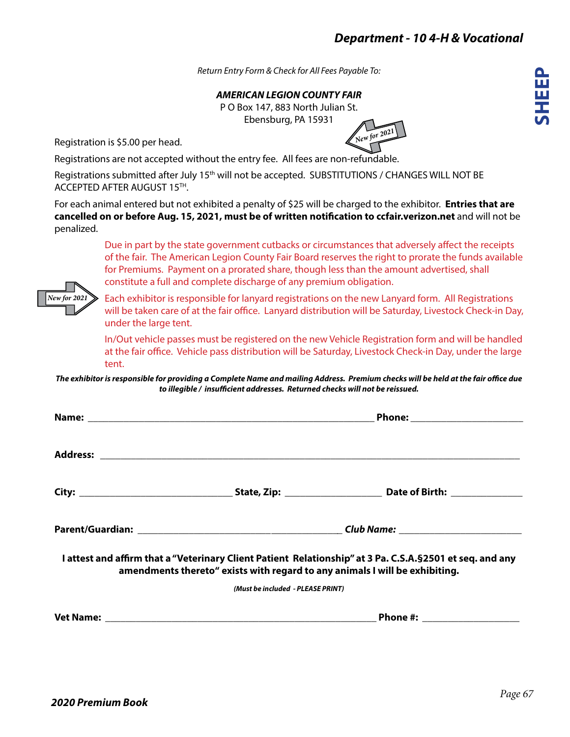# Department - 10 4-H & Vocational

**SHEEP**

*Return Entry Form & Check for All Fees Payable To:*

***AMERICAN LEGION COUNTY FAIR***
P O Box 147, 883 North Julian St.
Ebensburg, PA 15931

*New for 2021*

Registration is $5.00 per head.

Registrations are not accepted without the entry fee. All fees are non-refundable.

Registrations submitted after July 15th will not be accepted. SUBSTITUTIONS / CHANGES WILL NOT BE ACCEPTED AFTER AUGUST 15TH.

For each animal entered but not exhibited a penalty of $25 will be charged to the exhibitor. **Entries that are cancelled on or before Aug. 15, 2021, must be of written notification to ccfair.verizon.net** and will not be penalized.

Due in part by the state government cutbacks or circumstances that adversely affect the receipts of the fair. The American Legion County Fair Board reserves the right to prorate the funds available for Premiums. Payment on a prorated share, though less than the amount advertised, shall constitute a full and complete discharge of any premium obligation.

*New for 2021*

Each exhibitor is responsible for lanyard registrations on the new Lanyard form. All Registrations will be taken care of at the fair office. Lanyard distribution will be Saturday, Livestock Check-in Day, under the large tent.

In/Out vehicle passes must be registered on the new Vehicle Registration form and will be handled at the fair office. Vehicle pass distribution will be Saturday, Livestock Check-in Day, under the large tent.

***The exhibitor is responsible for providing a Complete Name and mailing Address. Premium checks will be held at the fair office due to illegible / insufficient addresses. Returned checks will not be reissued.***

**Name:** ______________________________ **Phone:** ______________

**Address:** ______________________________________________

**City:** ____________________ **State, Zip:** ______________ **Date of Birth:** __________

**Parent/Guardian:** ___________________________ ***Club Name:*** ________________

**I attest and affirm that a "Veterinary Client Patient Relationship" at 3 Pa. C.S.A.§2501 et seq. and any amendments thereto" exists with regard to any animals I will be exhibiting.**

***(Must be included - PLEASE PRINT)***

**Vet Name:** ______________________________ **Phone #:** ______________

***2020 Premium Book***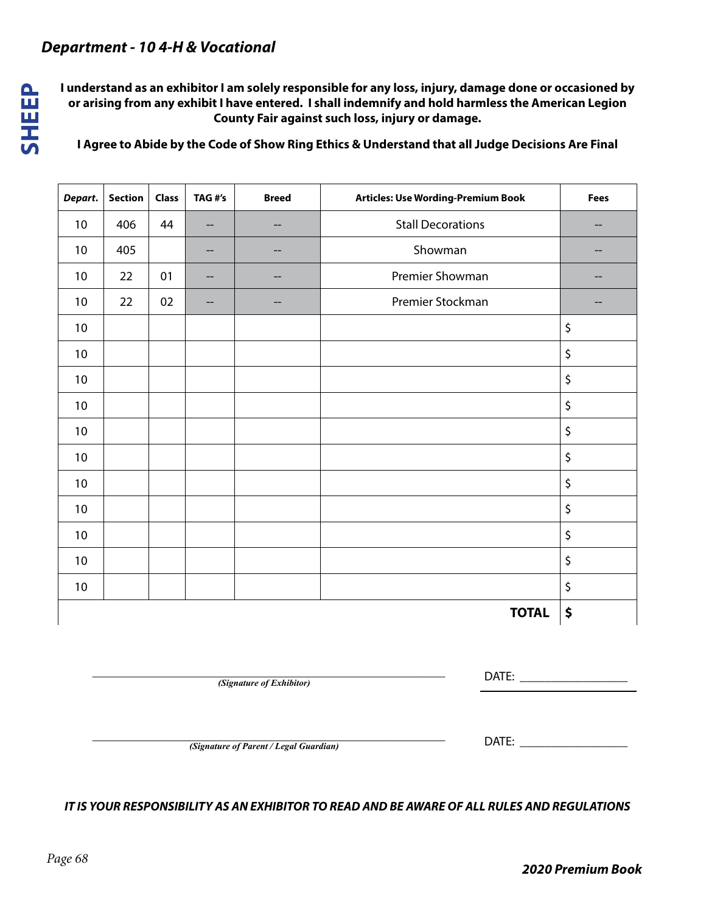## Department - 10 4-H & Vocational

**SHEEP**

**I understand as an exhibitor I am solely responsible for any loss, injury, damage done or occasioned by or arising from any exhibit I have entered. I shall indemnify and hold harmless the American Legion County Fair against such loss, injury or damage.**

**I Agree to Abide by the Code of Show Ring Ethics & Understand that all Judge Decisions Are Final**

| Depart. | Section | Class | TAG #'s | Breed | Articles: Use Wording-Premium Book | Fees |
|---|---|---|---|---|---|---|
| 10 | 406 | 44 | -- | -- | Stall Decorations | -- |
| 10 | 405 | | -- | -- | Showman | -- |
| 10 | 22 | 01 | -- | -- | Premier Showman | -- |
| 10 | 22 | 02 | -- | -- | Premier Stockman | -- |
| 10 | | | | | | $ |
| 10 | | | | | | $ |
| 10 | | | | | | $ |
| 10 | | | | | | $ |
| 10 | | | | | | $ |
| 10 | | | | | | $ |
| 10 | | | | | | $ |
| 10 | | | | | | $ |
| 10 | | | | | | $ |
| 10 | | | | | | $ |
| 10 | | | | | | $ |
| | | | | | **TOTAL** | **$** |

_______________________________________ DATE: _______________
*(Signature of Exhibitor)*

_______________________________________ DATE: _______________
*(Signature of Parent / Legal Guardian)*

***IT IS YOUR RESPONSIBILITY AS AN EXHIBITOR TO READ AND BE AWARE OF ALL RULES AND REGULATIONS***